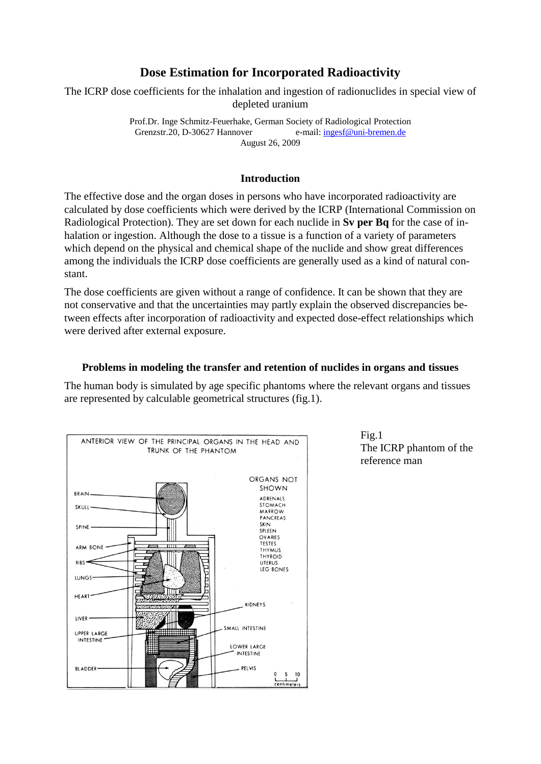# Dose Estimation for Incorporated Radioactivity

The ICRP dose coefficients for the inhalation and ingestion of radionuclides in special view of depleted uranium

Prof.Dr. Inge Schmitz-Feuerhake, German Society of Radiological Protection
Grenzstr.20, D-30627 Hannover e-mail: ingesf@uni-bremen.de
August 26, 2009

## Introduction

The effective dose and the organ doses in persons who have incorporated radioactivity are calculated by dose coefficients which were derived by the ICRP (International Commission on Radiological Protection). They are set down for each nuclide in **Sv per Bq** for the case of inhalation or ingestion. Although the dose to a tissue is a function of a variety of parameters which depend on the physical and chemical shape of the nuclide and show great differences among the individuals the ICRP dose coefficients are generally used as a kind of natural constant.

The dose coefficients are given without a range of confidence. It can be shown that they are not conservative and that the uncertainties may partly explain the observed discrepancies between effects after incorporation of radioactivity and expected dose-effect relationships which were derived after external exposure.

## Problems in modeling the transfer and retention of nuclides in organs and tissues

The human body is simulated by age specific phantoms where the relevant organs and tissues are represented by calculable geometrical structures (fig.1).

ANTERIOR VIEW OF THE PRINCIPAL ORGANS IN THE HEAD AND TRUNK OF THE PHANTOM

BRAIN
SKULL
SPINE
ARM BONE
RIBS
LUNGS
HEART
LIVER
UPPER LARGE INTESTINE
BLADDER

ORGANS NOT SHOWN
ADRENALS
STOMACH
MARROW
PANCREAS
SKIN
SPLEEN
OVARIES
TESTES
THYMUS
THYROID
UTERUS
LEG BONES

KIDNEYS
SMALL INTESTINE
LOWER LARGE INTESTINE
PELVIS

0 5 10
centimeters

Fig.1
The ICRP phantom of the reference man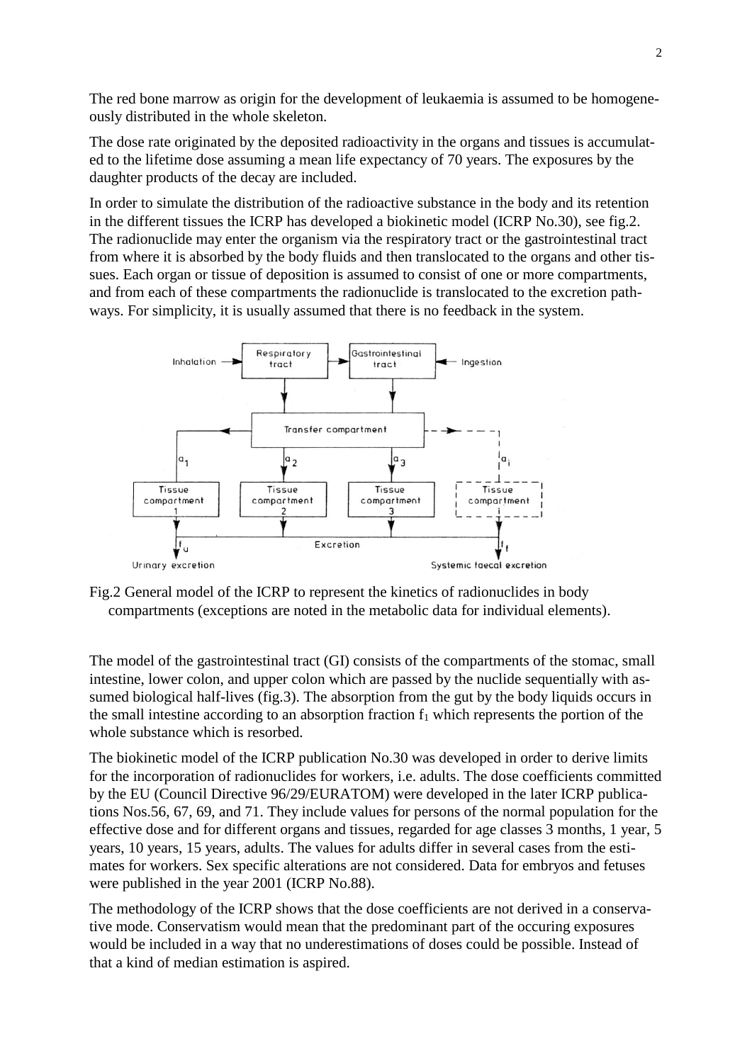The red bone marrow as origin for the development of leukaemia is assumed to be homogeneously distributed in the whole skeleton.

The dose rate originated by the deposited radioactivity in the organs and tissues is accumulated to the lifetime dose assuming a mean life expectancy of 70 years. The exposures by the daughter products of the decay are included.

In order to simulate the distribution of the radioactive substance in the body and its retention in the different tissues the ICRP has developed a biokinetic model (ICRP No.30), see fig.2. The radionuclide may enter the organism via the respiratory tract or the gastrointestinal tract from where it is absorbed by the body fluids and then translocated to the organs and other tissues. Each organ or tissue of deposition is assumed to consist of one or more compartments, and from each of these compartments the radionuclide is translocated to the excretion pathways. For simplicity, it is usually assumed that there is no feedback in the system.

Inhalation
Respiratory tract
Gastrointestinal tract
Ingestion
Transfer compartment
$a_1$
$a_2$
$a_3$
$a_i$
Tissue compartment 1
Tissue compartment 2
Tissue compartment 3
Tissue compartment i
$f_u$
Excretion
$f_f$
Urinary excretion
Systemic faecal excretion

Fig.2 General model of the ICRP to represent the kinetics of radionuclides in body compartments (exceptions are noted in the metabolic data for individual elements).

The model of the gastrointestinal tract (GI) consists of the compartments of the stomac, small intestine, lower colon, and upper colon which are passed by the nuclide sequentially with assumed biological half-lives (fig.3). The absorption from the gut by the body liquids occurs in the small intestine according to an absorption fraction $f_1$ which represents the portion of the whole substance which is resorbed.

The biokinetic model of the ICRP publication No.30 was developed in order to derive limits for the incorporation of radionuclides for workers, i.e. adults. The dose coefficients committed by the EU (Council Directive 96/29/EURATOM) were developed in the later ICRP publications Nos.56, 67, 69, and 71. They include values for persons of the normal population for the effective dose and for different organs and tissues, regarded for age classes 3 months, 1 year, 5 years, 10 years, 15 years, adults. The values for adults differ in several cases from the estimates for workers. Sex specific alterations are not considered. Data for embryos and fetuses were published in the year 2001 (ICRP No.88).

The methodology of the ICRP shows that the dose coefficients are not derived in a conservative mode. Conservatism would mean that the predominant part of the occuring exposures would be included in a way that no underestimations of doses could be possible. Instead of that a kind of median estimation is aspired.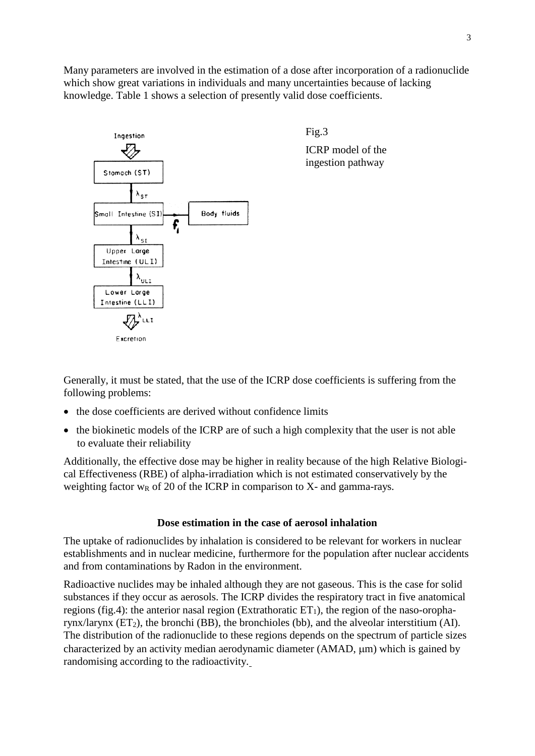Many parameters are involved in the estimation of a dose after incorporation of a radionuclide which show great variations in individuals and many uncertainties because of lacking knowledge. Table 1 shows a selection of presently valid dose coefficients.

Ingestion

Stomach (ST)

$\lambda_{ST}$

Small Intestine (SI)

Body fluids

$f_1$

$\lambda_{SI}$

Upper Large Intestine (ULI)

$\lambda_{ULI}$

Lower Large Intestine (LLI)

$\lambda_{LLI}$

Excretion

Fig.3

ICRP model of the ingestion pathway

Generally, it must be stated, that the use of the ICRP dose coefficients is suffering from the following problems:

- the dose coefficients are derived without confidence limits
- the biokinetic models of the ICRP are of such a high complexity that the user is not able to evaluate their reliability

Additionally, the effective dose may be higher in reality because of the high Relative Biological Effectiveness (RBE) of alpha-irradiation which is not estimated conservatively by the weighting factor $w_R$ of 20 of the ICRP in comparison to X- and gamma-rays.

**Dose estimation in the case of aerosol inhalation**

The uptake of radionuclides by inhalation is considered to be relevant for workers in nuclear establishments and in nuclear medicine, furthermore for the population after nuclear accidents and from contaminations by Radon in the environment.

Radioactive nuclides may be inhaled although they are not gaseous. This is the case for solid substances if they occur as aerosols. The ICRP divides the respiratory tract in five anatomical regions (fig.4): the anterior nasal region (Extrathoratic $ET_1$), the region of the naso-oropharynx/larynx ($ET_2$), the bronchi (BB), the bronchioles (bb), and the alveolar interstitium (AI). The distribution of the radionuclide to these regions depends on the spectrum of particle sizes characterized by an activity median aerodynamic diameter (AMAD, μm) which is gained by randomising according to the radioactivity.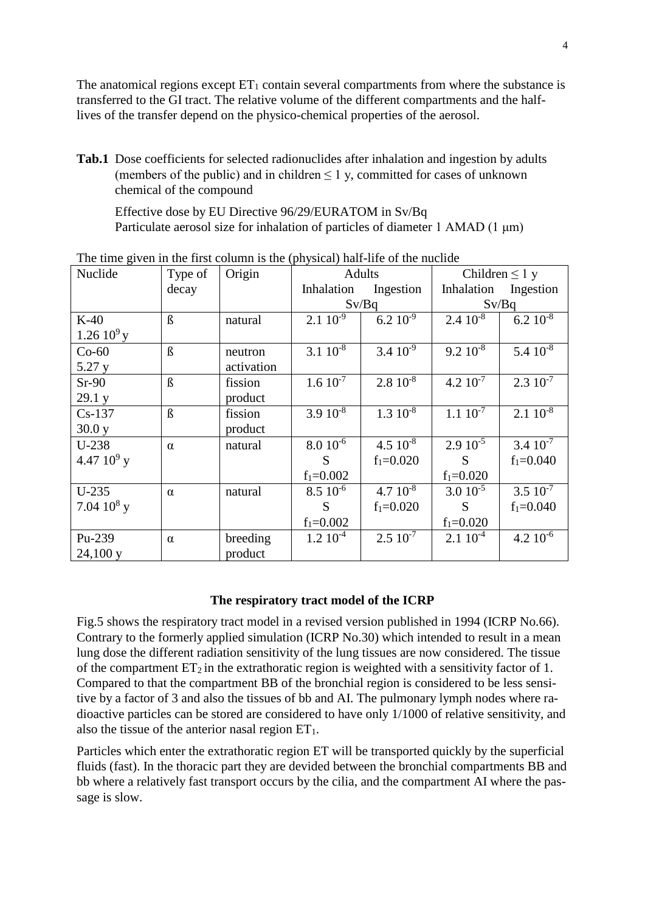The anatomical regions except $ET_1$ contain several compartments from where the substance is transferred to the GI tract. The relative volume of the different compartments and the half-lives of the transfer depend on the physico-chemical properties of the aerosol.

**Tab.1** Dose coefficients for selected radionuclides after inhalation and ingestion by adults (members of the public) and in children ≤ 1 y, committed for cases of unknown chemical of the compound

Effective dose by EU Directive 96/29/EURATOM in Sv/Bq
Particulate aerosol size for inhalation of particles of diameter 1 AMAD (1 μm)

The time given in the first column is the (physical) half-life of the nuclide

| Nuclide | Type of decay | Origin | Adults | | Children ≤ 1 y | |
|---|---|---|---|---|---|---|
| | | | Inhalation Sv/Bq | Ingestion | Inhalation Sv/Bq | Ingestion |
| K-40 $1.26\ 10^9$ y | ß | natural | $2.1\ 10^{-9}$ | $6.2\ 10^{-9}$ | $2.4\ 10^{-8}$ | $6.2\ 10^{-8}$ |
| Co-60 5.27 y | ß | neutron activation | $3.1\ 10^{-8}$ | $3.4\ 10^{-9}$ | $9.2\ 10^{-8}$ | $5.4\ 10^{-8}$ |
| Sr-90 29.1 y | ß | fission product | $1.6\ 10^{-7}$ | $2.8\ 10^{-8}$ | $4.2\ 10^{-7}$ | $2.3\ 10^{-7}$ |
| Cs-137 30.0 y | ß | fission product | $3.9\ 10^{-8}$ | $1.3\ 10^{-8}$ | $1.1\ 10^{-7}$ | $2.1\ 10^{-8}$ |
| U-238 $4.47\ 10^9$ y | α | natural | $8.0\ 10^{-6}$ S $f_1$=0.002 | $4.5\ 10^{-8}$ $f_1$=0.020 | $2.9\ 10^{-5}$ S $f_1$=0.020 | $3.4\ 10^{-7}$ $f_1$=0.040 |
| U-235 $7.04\ 10^8$ y | α | natural | $8.5\ 10^{-6}$ S $f_1$=0.002 | $4.7\ 10^{-8}$ $f_1$=0.020 | $3.0\ 10^{-5}$ S $f_1$=0.020 | $3.5\ 10^{-7}$ $f_1$=0.040 |
| Pu-239 24,100 y | α | breeding product | $1.2\ 10^{-4}$ | $2.5\ 10^{-7}$ | $2.1\ 10^{-4}$ | $4.2\ 10^{-6}$ |

### The respiratory tract model of the ICRP

Fig.5 shows the respiratory tract model in a revised version published in 1994 (ICRP No.66). Contrary to the formerly applied simulation (ICRP No.30) which intended to result in a mean lung dose the different radiation sensitivity of the lung tissues are now considered. The tissue of the compartment $ET_2$ in the extrathoracic region is weighted with a sensitivity factor of 1. Compared to that the compartment BB of the bronchial region is considered to be less sensitive by a factor of 3 and also the tissues of bb and AI. The pulmonary lymph nodes where radioactive particles can be stored are considered to have only 1/1000 of relative sensitivity, and also the tissue of the anterior nasal region $ET_1$.

Particles which enter the extrathoratic region ET will be transported quickly by the superficial fluids (fast). In the thoracic part they are devided between the bronchial compartments BB and bb where a relatively fast transport occurs by the cilia, and the compartment AI where the passage is slow.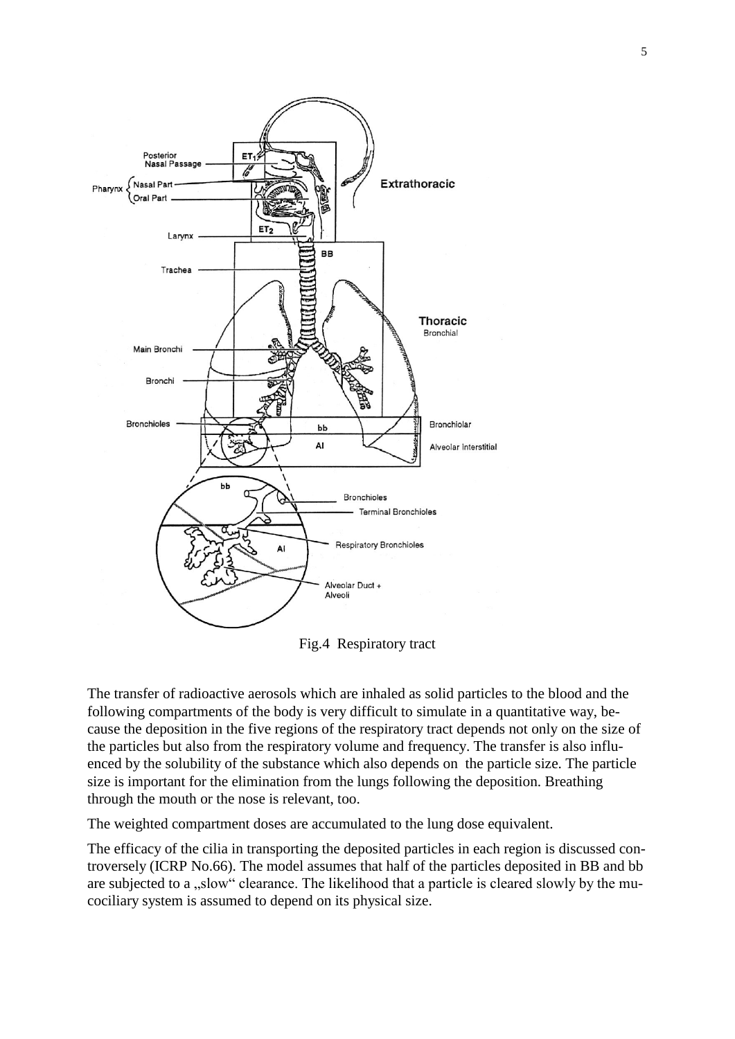Posterior Nasal Passage

Pharynx: Nasal Part, Oral Part

Larynx

Trachea

Main Bronchi

Bronchi

Bronchioles

$ET_1$

$ET_2$

BB

bb

AI

Extrathoracic

Thoracic

Bronchial

Bronchiolar

Alveolar Interstitial

Bronchioles

Terminal Bronchioles

Respiratory Bronchioles

Alveolar Duct + Alveoli

Fig.4 Respiratory tract

The transfer of radioactive aerosols which are inhaled as solid particles to the blood and the following compartments of the body is very difficult to simulate in a quantitative way, because the deposition in the five regions of the respiratory tract depends not only on the size of the particles but also from the respiratory volume and frequency. The transfer is also influenced by the solubility of the substance which also depends on the particle size. The particle size is important for the elimination from the lungs following the deposition. Breathing through the mouth or the nose is relevant, too.

The weighted compartment doses are accumulated to the lung dose equivalent.

The efficacy of the cilia in transporting the deposited particles in each region is discussed controversely (ICRP No.66). The model assumes that half of the particles deposited in BB and bb are subjected to a „slow" clearance. The likelihood that a particle is cleared slowly by the mucociliary system is assumed to depend on its physical size.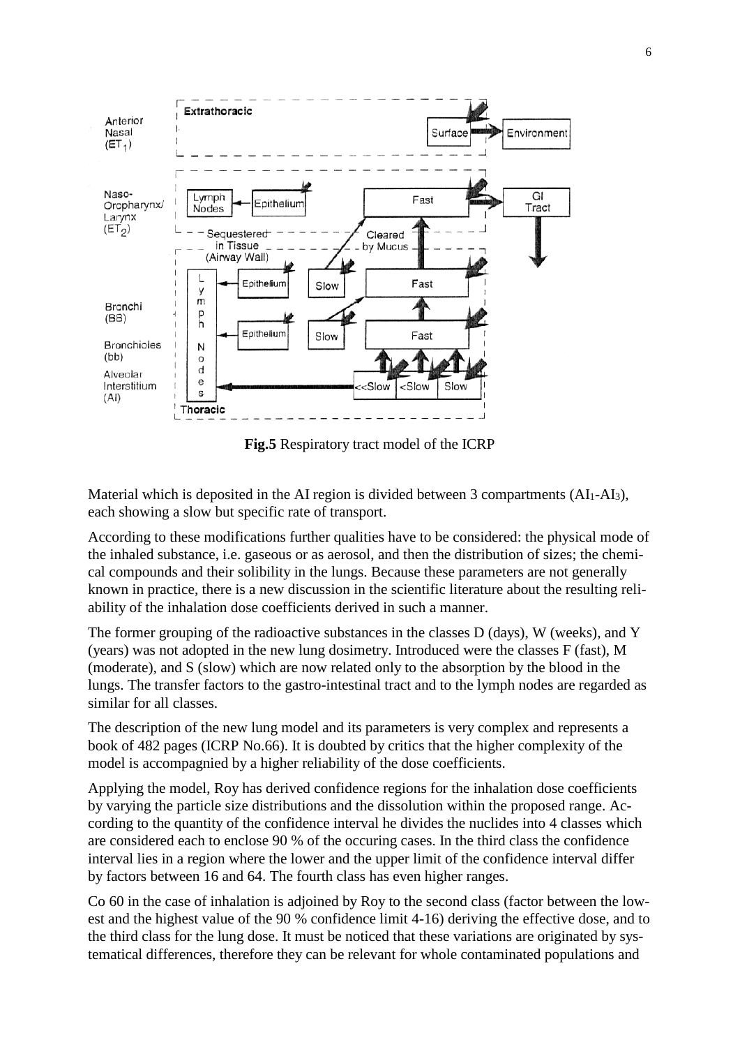Extrathoracic

Anterior Nasal ($ET_1$)

Surface

Environment

Naso-Oropharynx/ Larynx ($ET_2$)

Lymph Nodes

Epithelium

Fast

GI Tract

Sequestered in Tissue (Airway Wall)

Cleared by Mucus

Epithelium

Slow

Fast

Lymph Nodes

Bronchi (BB)

Epithelium

Slow

Fast

Bronchioles (bb)

Alveolar Interstitium (AI)

<<Slow

<Slow

Slow

Thoracic

**Fig.5** Respiratory tract model of the ICRP

Material which is deposited in the AI region is divided between 3 compartments ($AI_1$-$AI_3$), each showing a slow but specific rate of transport.

According to these modifications further qualities have to be considered: the physical mode of the inhaled substance, i.e. gaseous or as aerosol, and then the distribution of sizes; the chemical compounds and their solibility in the lungs. Because these parameters are not generally known in practice, there is a new discussion in the scientific literature about the resulting reliability of the inhalation dose coefficients derived in such a manner.

The former grouping of the radioactive substances in the classes D (days), W (weeks), and Y (years) was not adopted in the new lung dosimetry. Introduced were the classes F (fast), M (moderate), and S (slow) which are now related only to the absorption by the blood in the lungs. The transfer factors to the gastro-intestinal tract and to the lymph nodes are regarded as similar for all classes.

The description of the new lung model and its parameters is very complex and represents a book of 482 pages (ICRP No.66). It is doubted by critics that the higher complexity of the model is accompagnied by a higher reliability of the dose coefficients.

Applying the model, Roy has derived confidence regions for the inhalation dose coefficients by varying the particle size distributions and the dissolution within the proposed range. According to the quantity of the confidence interval he divides the nuclides into 4 classes which are considered each to enclose 90 % of the occuring cases. In the third class the confidence interval lies in a region where the lower and the upper limit of the confidence interval differ by factors between 16 and 64. The fourth class has even higher ranges.

Co 60 in the case of inhalation is adjoined by Roy to the second class (factor between the lowest and the highest value of the 90 % confidence limit 4-16) deriving the effective dose, and to the third class for the lung dose. It must be noticed that these variations are originated by systematical differences, therefore they can be relevant for whole contaminated populations and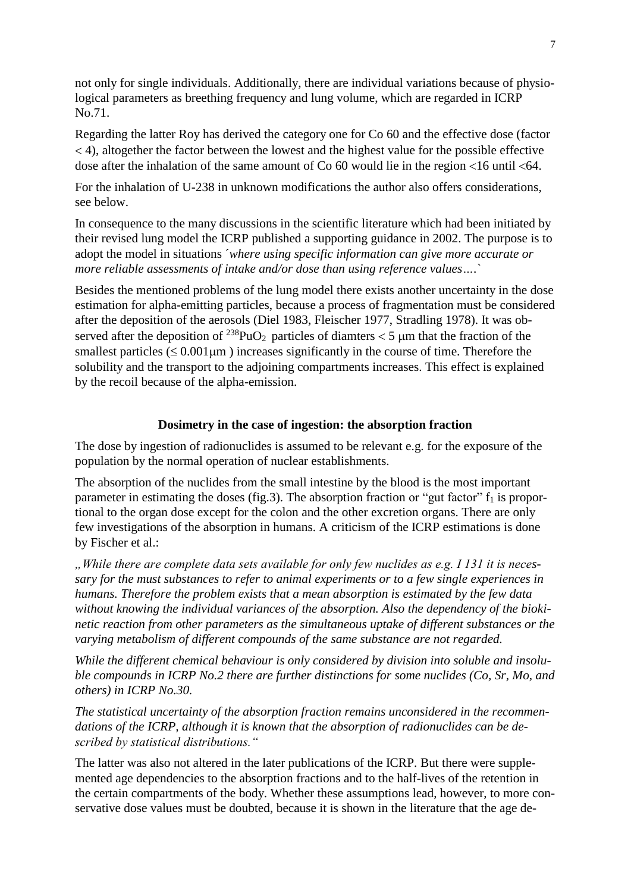not only for single individuals. Additionally, there are individual variations because of physiological parameters as breething frequency and lung volume, which are regarded in ICRP No.71.

Regarding the latter Roy has derived the category one for Co 60 and the effective dose (factor < 4), altogether the factor between the lowest and the highest value for the possible effective dose after the inhalation of the same amount of Co 60 would lie in the region <16 until <64.

For the inhalation of U-238 in unknown modifications the author also offers considerations, see below.

In consequence to the many discussions in the scientific literature which had been initiated by their revised lung model the ICRP published a supporting guidance in 2002. The purpose is to adopt the model in situations ´*where using specific information can give more accurate or more reliable assessments of intake and/or dose than using reference values….*`

Besides the mentioned problems of the lung model there exists another uncertainty in the dose estimation for alpha-emitting particles, because a process of fragmentation must be considered after the deposition of the aerosols (Diel 1983, Fleischer 1977, Stradling 1978). It was observed after the deposition of $^{238}PuO_2$ particles of diamters $< 5$ μm that the fraction of the smallest particles ($\leq 0.001$μm ) increases significantly in the course of time. Therefore the solubility and the transport to the adjoining compartments increases. This effect is explained by the recoil because of the alpha-emission.

## Dosimetry in the case of ingestion: the absorption fraction

The dose by ingestion of radionuclides is assumed to be relevant e.g. for the exposure of the population by the normal operation of nuclear establishments.

The absorption of the nuclides from the small intestine by the blood is the most important parameter in estimating the doses (fig.3). The absorption fraction or "gut factor" $f_1$ is proportional to the organ dose except for the colon and the other excretion organs. There are only few investigations of the absorption in humans. A criticism of the ICRP estimations is done by Fischer et al.:

*„While there are complete data sets available for only few nuclides as e.g. I 131 it is necessary for the must substances to refer to animal experiments or to a few single experiences in humans. Therefore the problem exists that a mean absorption is estimated by the few data without knowing the individual variances of the absorption. Also the dependency of the biokinetic reaction from other parameters as the simultaneous uptake of different substances or the varying metabolism of different compounds of the same substance are not regarded.*

*While the different chemical behaviour is only considered by division into soluble and insoluble compounds in ICRP No.2 there are further distinctions for some nuclides (Co, Sr, Mo, and others) in ICRP No.30.*

*The statistical uncertainty of the absorption fraction remains unconsidered in the recommendations of the ICRP, although it is known that the absorption of radionuclides can be described by statistical distributions."*

The latter was also not altered in the later publications of the ICRP. But there were supplemented age dependencies to the absorption fractions and to the half-lives of the retention in the certain compartments of the body. Whether these assumptions lead, however, to more conservative dose values must be doubted, because it is shown in the literature that the age de-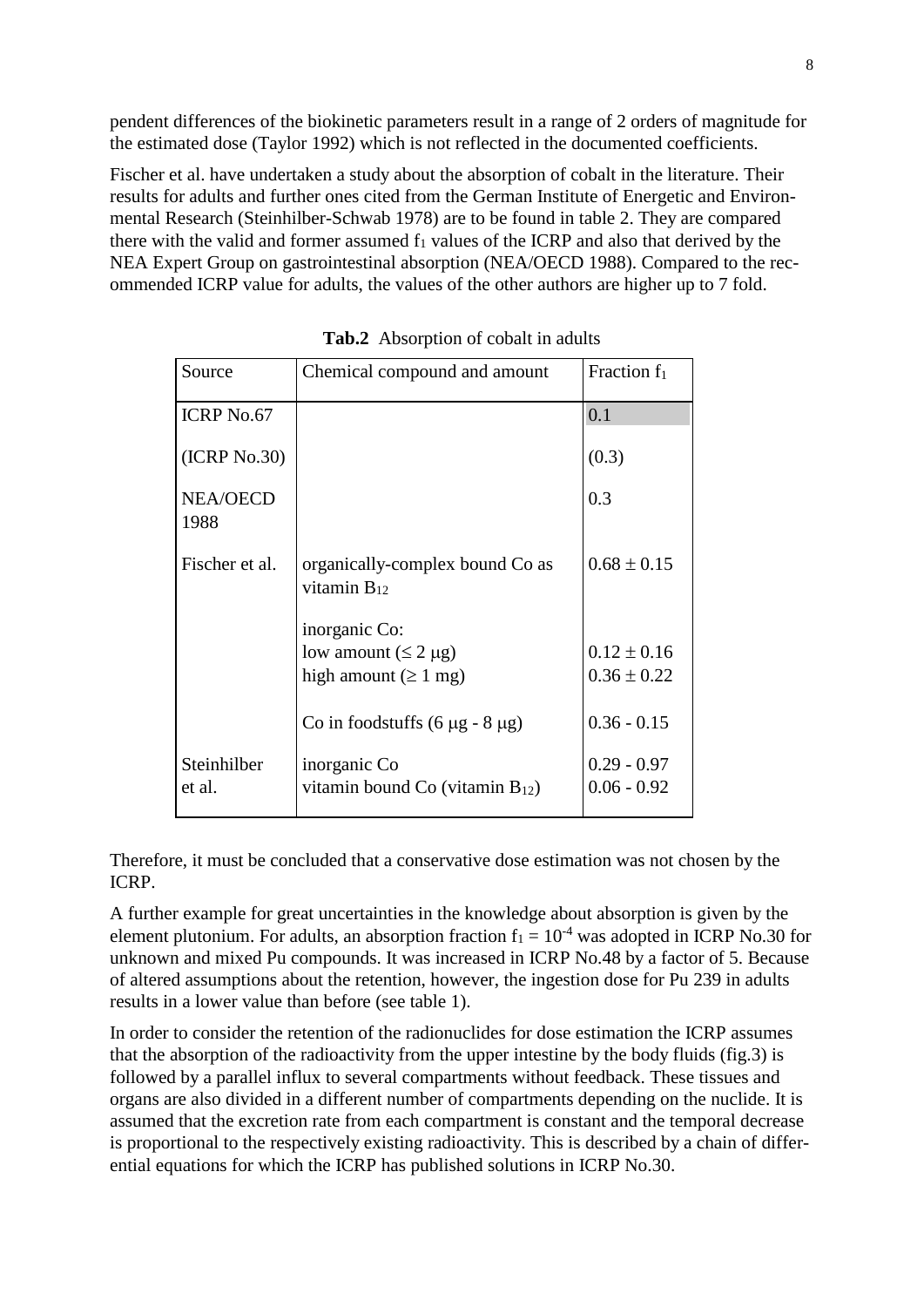pendent differences of the biokinetic parameters result in a range of 2 orders of magnitude for the estimated dose (Taylor 1992) which is not reflected in the documented coefficients.

Fischer et al. have undertaken a study about the absorption of cobalt in the literature. Their results for adults and further ones cited from the German Institute of Energetic and Environmental Research (Steinhilber-Schwab 1978) are to be found in table 2. They are compared there with the valid and former assumed $f_1$ values of the ICRP and also that derived by the NEA Expert Group on gastrointestinal absorption (NEA/OECD 1988). Compared to the recommended ICRP value for adults, the values of the other authors are higher up to 7 fold.

**Tab.2** Absorption of cobalt in adults

| Source | Chemical compound and amount | Fraction $f_1$ |
|---|---|---|
| ICRP No.67 | | 0.1 |
| (ICRP No.30) | | (0.3) |
| NEA/OECD 1988 | | 0.3 |
| Fischer et al. | organically-complex bound Co as vitamin $B_{12}$ | $0.68 \pm 0.15$ |
| | inorganic Co: | |
| | low amount ($\leq 2$ μg) | $0.12 \pm 0.16$ |
| | high amount ($\geq 1$ mg) | $0.36 \pm 0.22$ |
| | Co in foodstuffs (6 μg - 8 μg) | 0.36 - 0.15 |
| Steinhilber et al. | inorganic Co | 0.29 - 0.97 |
| | vitamin bound Co (vitamin $B_{12}$) | 0.06 - 0.92 |

Therefore, it must be concluded that a conservative dose estimation was not chosen by the ICRP.

A further example for great uncertainties in the knowledge about absorption is given by the element plutonium. For adults, an absorption fraction $f_1 = 10^{-4}$ was adopted in ICRP No.30 for unknown and mixed Pu compounds. It was increased in ICRP No.48 by a factor of 5. Because of altered assumptions about the retention, however, the ingestion dose for Pu 239 in adults results in a lower value than before (see table 1).

In order to consider the retention of the radionuclides for dose estimation the ICRP assumes that the absorption of the radioactivity from the upper intestine by the body fluids (fig.3) is followed by a parallel influx to several compartments without feedback. These tissues and organs are also divided in a different number of compartments depending on the nuclide. It is assumed that the excretion rate from each compartment is constant and the temporal decrease is proportional to the respectively existing radioactivity. This is described by a chain of differential equations for which the ICRP has published solutions in ICRP No.30.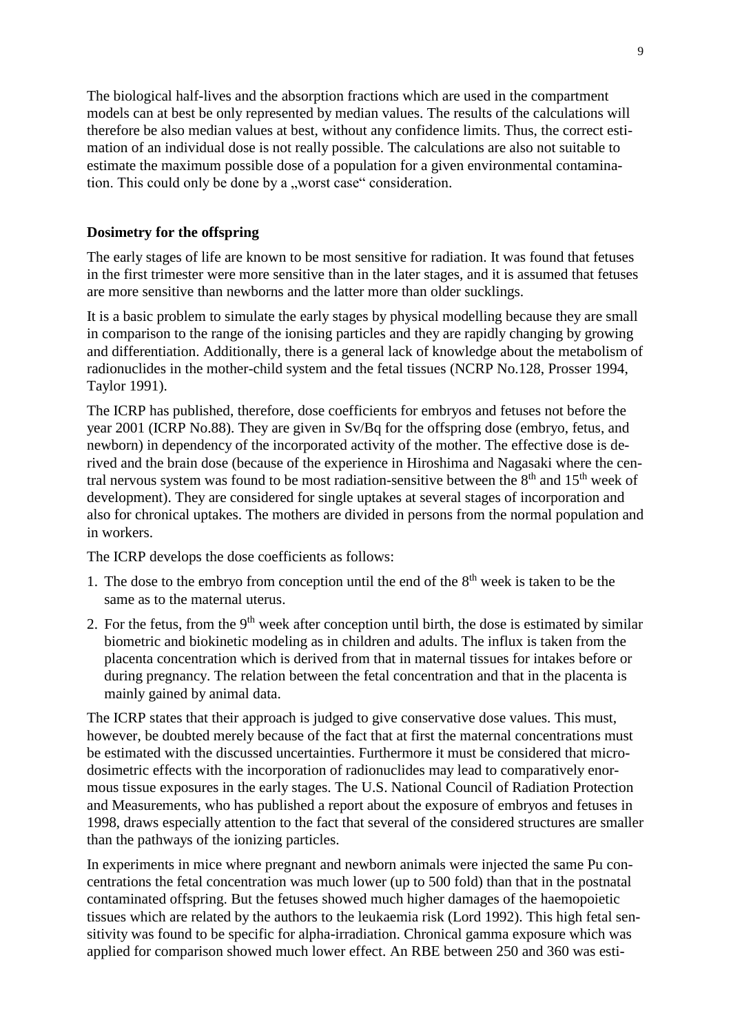The biological half-lives and the absorption fractions which are used in the compartment models can at best be only represented by median values. The results of the calculations will therefore be also median values at best, without any confidence limits. Thus, the correct estimation of an individual dose is not really possible. The calculations are also not suitable to estimate the maximum possible dose of a population for a given environmental contamination. This could only be done by a „worst case" consideration.

**Dosimetry for the offspring**

The early stages of life are known to be most sensitive for radiation. It was found that fetuses in the first trimester were more sensitive than in the later stages, and it is assumed that fetuses are more sensitive than newborns and the latter more than older sucklings.

It is a basic problem to simulate the early stages by physical modelling because they are small in comparison to the range of the ionising particles and they are rapidly changing by growing and differentiation. Additionally, there is a general lack of knowledge about the metabolism of radionuclides in the mother-child system and the fetal tissues (NCRP No.128, Prosser 1994, Taylor 1991).

The ICRP has published, therefore, dose coefficients for embryos and fetuses not before the year 2001 (ICRP No.88). They are given in Sv/Bq for the offspring dose (embryo, fetus, and newborn) in dependency of the incorporated activity of the mother. The effective dose is derived and the brain dose (because of the experience in Hiroshima and Nagasaki where the central nervous system was found to be most radiation-sensitive between the 8$^{th}$ and 15$^{th}$ week of development). They are considered for single uptakes at several stages of incorporation and also for chronical uptakes. The mothers are divided in persons from the normal population and in workers.

The ICRP develops the dose coefficients as follows:

1. The dose to the embryo from conception until the end of the 8$^{th}$ week is taken to be the same as to the maternal uterus.
2. For the fetus, from the 9$^{th}$ week after conception until birth, the dose is estimated by similar biometric and biokinetic modeling as in children and adults. The influx is taken from the placenta concentration which is derived from that in maternal tissues for intakes before or during pregnancy. The relation between the fetal concentration and that in the placenta is mainly gained by animal data.

The ICRP states that their approach is judged to give conservative dose values. This must, however, be doubted merely because of the fact that at first the maternal concentrations must be estimated with the discussed uncertainties. Furthermore it must be considered that microdosimetric effects with the incorporation of radionuclides may lead to comparatively enormous tissue exposures in the early stages. The U.S. National Council of Radiation Protection and Measurements, who has published a report about the exposure of embryos and fetuses in 1998, draws especially attention to the fact that several of the considered structures are smaller than the pathways of the ionizing particles.

In experiments in mice where pregnant and newborn animals were injected the same Pu concentrations the fetal concentration was much lower (up to 500 fold) than that in the postnatal contaminated offspring. But the fetuses showed much higher damages of the haemopoietic tissues which are related by the authors to the leukaemia risk (Lord 1992). This high fetal sensitivity was found to be specific for alpha-irradiation. Chronical gamma exposure which was applied for comparison showed much lower effect. An RBE between 250 and 360 was esti-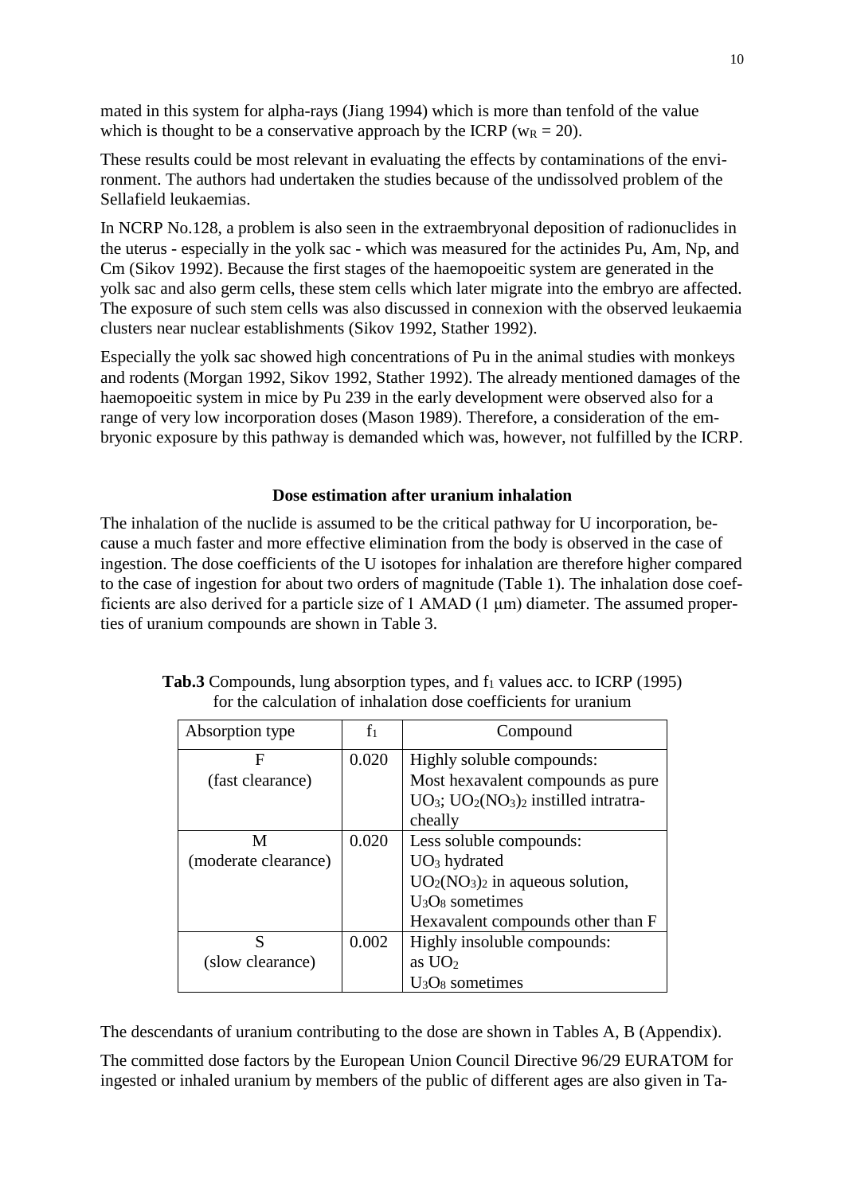mated in this system for alpha-rays (Jiang 1994) which is more than tenfold of the value which is thought to be a conservative approach by the ICRP ($w_R = 20$).

These results could be most relevant in evaluating the effects by contaminations of the environment. The authors had undertaken the studies because of the undissolved problem of the Sellafield leukaemias.

In NCRP No.128, a problem is also seen in the extraembryonal deposition of radionuclides in the uterus - especially in the yolk sac - which was measured for the actinides Pu, Am, Np, and Cm (Sikov 1992). Because the first stages of the haemopoeitic system are generated in the yolk sac and also germ cells, these stem cells which later migrate into the embryo are affected. The exposure of such stem cells was also discussed in connexion with the observed leukaemia clusters near nuclear establishments (Sikov 1992, Stather 1992).

Especially the yolk sac showed high concentrations of Pu in the animal studies with monkeys and rodents (Morgan 1992, Sikov 1992, Stather 1992). The already mentioned damages of the haemopoeitic system in mice by Pu 239 in the early development were observed also for a range of very low incorporation doses (Mason 1989). Therefore, a consideration of the embryonic exposure by this pathway is demanded which was, however, not fulfilled by the ICRP.

### Dose estimation after uranium inhalation

The inhalation of the nuclide is assumed to be the critical pathway for U incorporation, because a much faster and more effective elimination from the body is observed in the case of ingestion. The dose coefficients of the U isotopes for inhalation are therefore higher compared to the case of ingestion for about two orders of magnitude (Table 1). The inhalation dose coefficients are also derived for a particle size of 1 AMAD (1 µm) diameter. The assumed properties of uranium compounds are shown in Table 3.

**Tab.3** Compounds, lung absorption types, and $f_1$ values acc. to ICRP (1995) for the calculation of inhalation dose coefficients for uranium

| Absorption type | $f_1$ | Compound |
|---|---|---|
| F (fast clearance) | 0.020 | Highly soluble compounds: Most hexavalent compounds as pure $UO_3$; $UO_2(NO_3)_2$ instilled intratracheally |
| M (moderate clearance) | 0.020 | Less soluble compounds: $UO_3$ hydrated, $UO_2(NO_3)_2$ in aqueous solution, $U_3O_8$ sometimes, Hexavalent compounds other than F |
| S (slow clearance) | 0.002 | Highly insoluble compounds: as $UO_2$, $U_3O_8$ sometimes |

The descendants of uranium contributing to the dose are shown in Tables A, B (Appendix).

The committed dose factors by the European Union Council Directive 96/29 EURATOM for ingested or inhaled uranium by members of the public of different ages are also given in Ta-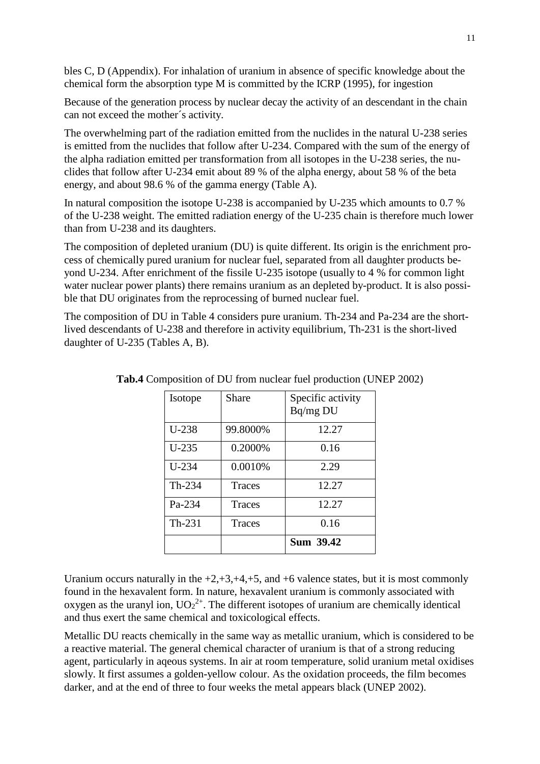bles C, D (Appendix). For inhalation of uranium in absence of specific knowledge about the chemical form the absorption type M is committed by the ICRP (1995), for ingestion

Because of the generation process by nuclear decay the activity of an descendant in the chain can not exceed the mother´s activity.

The overwhelming part of the radiation emitted from the nuclides in the natural U-238 series is emitted from the nuclides that follow after U-234. Compared with the sum of the energy of the alpha radiation emitted per transformation from all isotopes in the U-238 series, the nuclides that follow after U-234 emit about 89 % of the alpha energy, about 58 % of the beta energy, and about 98.6 % of the gamma energy (Table A).

In natural composition the isotope U-238 is accompanied by U-235 which amounts to 0.7 % of the U-238 weight. The emitted radiation energy of the U-235 chain is therefore much lower than from U-238 and its daughters.

The composition of depleted uranium (DU) is quite different. Its origin is the enrichment process of chemically pured uranium for nuclear fuel, separated from all daughter products beyond U-234. After enrichment of the fissile U-235 isotope (usually to 4 % for common light water nuclear power plants) there remains uranium as an depleted by-product. It is also possible that DU originates from the reprocessing of burned nuclear fuel.

The composition of DU in Table 4 considers pure uranium. Th-234 and Pa-234 are the short-lived descendants of U-238 and therefore in activity equilibrium, Th-231 is the short-lived daughter of U-235 (Tables A, B).

**Tab.4** Composition of DU from nuclear fuel production (UNEP 2002)

| Isotope | Share | Specific activity Bq/mg DU |
|---|---|---|
| U-238 | 99.8000% | 12.27 |
| U-235 | 0.2000% | 0.16 |
| U-234 | 0.0010% | 2.29 |
| Th-234 | Traces | 12.27 |
| Pa-234 | Traces | 12.27 |
| Th-231 | Traces | 0.16 |
| | | **Sum 39.42** |

Uranium occurs naturally in the +2,+3,+4,+5, and +6 valence states, but it is most commonly found in the hexavalent form. In nature, hexavalent uranium is commonly associated with oxygen as the uranyl ion, $UO_2^{2+}$. The different isotopes of uranium are chemically identical and thus exert the same chemical and toxicological effects.

Metallic DU reacts chemically in the same way as metallic uranium, which is considered to be a reactive material. The general chemical character of uranium is that of a strong reducing agent, particularly in aqeous systems. In air at room temperature, solid uranium metal oxidises slowly. It first assumes a golden-yellow colour. As the oxidation proceeds, the film becomes darker, and at the end of three to four weeks the metal appears black (UNEP 2002).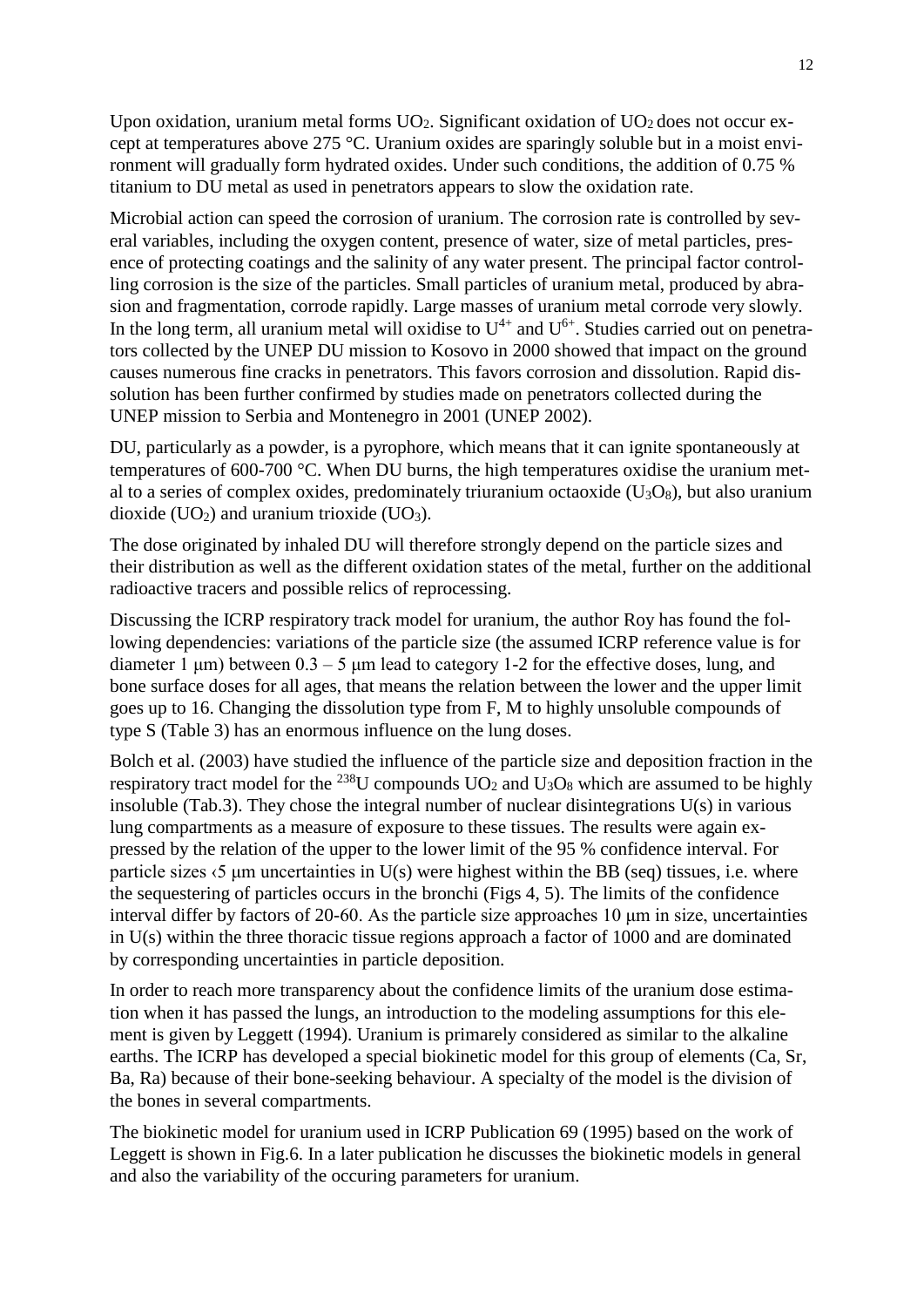Upon oxidation, uranium metal forms $UO_2$. Significant oxidation of $UO_2$ does not occur except at temperatures above 275 °C. Uranium oxides are sparingly soluble but in a moist environment will gradually form hydrated oxides. Under such conditions, the addition of 0.75 % titanium to DU metal as used in penetrators appears to slow the oxidation rate.

Microbial action can speed the corrosion of uranium. The corrosion rate is controlled by several variables, including the oxygen content, presence of water, size of metal particles, presence of protecting coatings and the salinity of any water present. The principal factor controlling corrosion is the size of the particles. Small particles of uranium metal, produced by abrasion and fragmentation, corrode rapidly. Large masses of uranium metal corrode very slowly. In the long term, all uranium metal will oxidise to $U^{4+}$ and $U^{6+}$. Studies carried out on penetrators collected by the UNEP DU mission to Kosovo in 2000 showed that impact on the ground causes numerous fine cracks in penetrators. This favors corrosion and dissolution. Rapid dissolution has been further confirmed by studies made on penetrators collected during the UNEP mission to Serbia and Montenegro in 2001 (UNEP 2002).

DU, particularly as a powder, is a pyrophore, which means that it can ignite spontaneously at temperatures of 600-700 °C. When DU burns, the high temperatures oxidise the uranium metal to a series of complex oxides, predominately triuranium octaoxide ($U_3O_8$), but also uranium dioxide ($UO_2$) and uranium trioxide ($UO_3$).

The dose originated by inhaled DU will therefore strongly depend on the particle sizes and their distribution as well as the different oxidation states of the metal, further on the additional radioactive tracers and possible relics of reprocessing.

Discussing the ICRP respiratory track model for uranium, the author Roy has found the following dependencies: variations of the particle size (the assumed ICRP reference value is for diameter 1 μm) between 0.3 – 5 μm lead to category 1-2 for the effective doses, lung, and bone surface doses for all ages, that means the relation between the lower and the upper limit goes up to 16. Changing the dissolution type from F, M to highly unsoluble compounds of type S (Table 3) has an enormous influence on the lung doses.

Bolch et al. (2003) have studied the influence of the particle size and deposition fraction in the respiratory tract model for the $^{238}U$ compounds $UO_2$ and $U_3O_8$ which are assumed to be highly insoluble (Tab.3). They chose the integral number of nuclear disintegrations U(s) in various lung compartments as a measure of exposure to these tissues. The results were again expressed by the relation of the upper to the lower limit of the 95 % confidence interval. For particle sizes ‹5 μm uncertainties in U(s) were highest within the BB (seq) tissues, i.e. where the sequestering of particles occurs in the bronchi (Figs 4, 5). The limits of the confidence interval differ by factors of 20-60. As the particle size approaches 10 μm in size, uncertainties in U(s) within the three thoracic tissue regions approach a factor of 1000 and are dominated by corresponding uncertainties in particle deposition.

In order to reach more transparency about the confidence limits of the uranium dose estimation when it has passed the lungs, an introduction to the modeling assumptions for this element is given by Leggett (1994). Uranium is primarely considered as similar to the alkaline earths. The ICRP has developed a special biokinetic model for this group of elements (Ca, Sr, Ba, Ra) because of their bone-seeking behaviour. A specialty of the model is the division of the bones in several compartments.

The biokinetic model for uranium used in ICRP Publication 69 (1995) based on the work of Leggett is shown in Fig.6. In a later publication he discusses the biokinetic models in general and also the variability of the occuring parameters for uranium.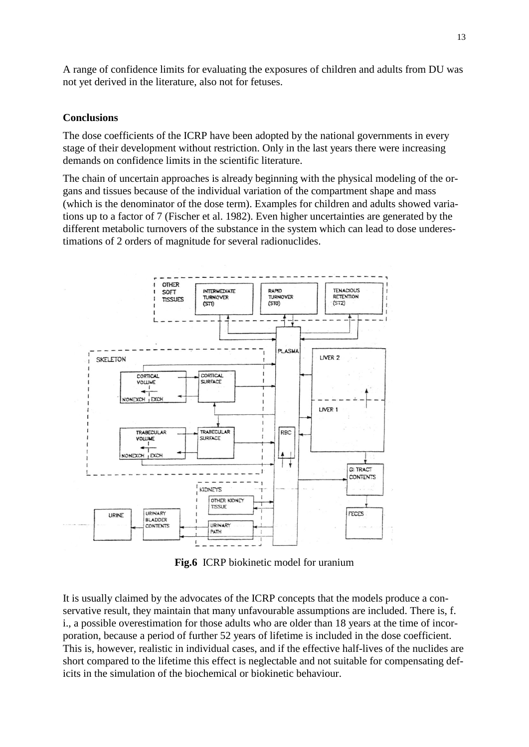A range of confidence limits for evaluating the exposures of children and adults from DU was not yet derived in the literature, also not for fetuses.

**Conclusions**

The dose coefficients of the ICRP have been adopted by the national governments in every stage of their development without restriction. Only in the last years there were increasing demands on confidence limits in the scientific literature.

The chain of uncertain approaches is already beginning with the physical modeling of the organs and tissues because of the individual variation of the compartment shape and mass (which is the denominator of the dose term). Examples for children and adults showed variations up to a factor of 7 (Fischer et al. 1982). Even higher uncertainties are generated by the different metabolic turnovers of the substance in the system which can lead to dose underestimations of 2 orders of magnitude for several radionuclides.

OTHER SOFT TISSUES
INTERMEDIATE TURNOVER (ST1)
RAPID TURNOVER (ST0)
TENACIOUS RETENTION (ST2)
PLASMA
SKELETON
CORTICAL VOLUME
CORTICAL SURFACE
NONEXCH EXCH
TRABECULAR VOLUME
TRABECULAR SURFACE
NONEXCH EXCH
LIVER 2
LIVER 1
RBC
GI TRACT CONTENTS
KIDNEYS
OTHER KIDNEY TISSUE
URINARY PATH
URINE
URINARY BLADDER CONTENTS
FECES

**Fig.6** ICRP biokinetic model for uranium

It is usually claimed by the advocates of the ICRP concepts that the models produce a conservative result, they maintain that many unfavourable assumptions are included. There is, f. i., a possible overestimation for those adults who are older than 18 years at the time of incorporation, because a period of further 52 years of lifetime is included in the dose coefficient. This is, however, realistic in individual cases, and if the effective half-lives of the nuclides are short compared to the lifetime this effect is neglectable and not suitable for compensating deficits in the simulation of the biochemical or biokinetic behaviour.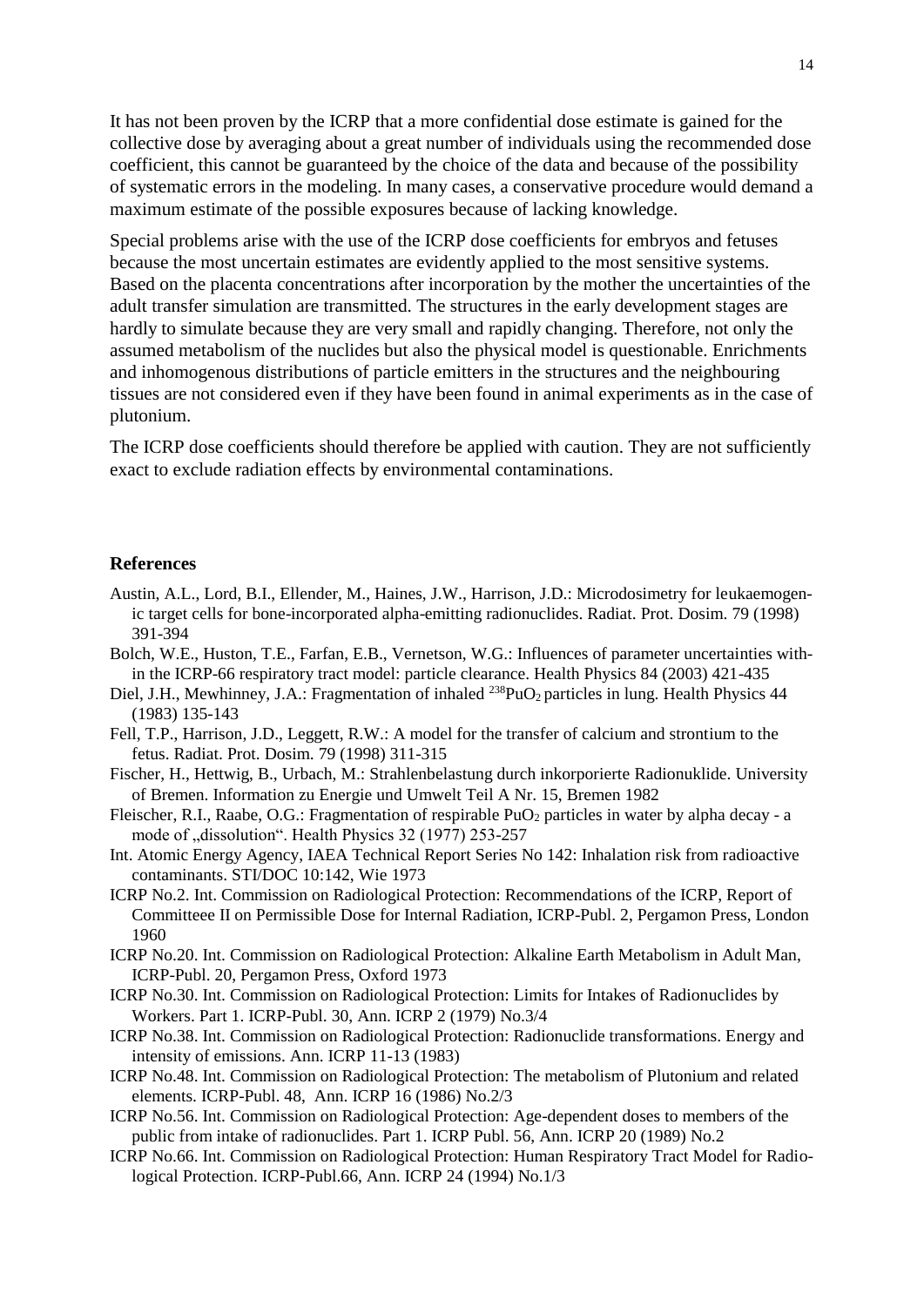It has not been proven by the ICRP that a more confidential dose estimate is gained for the collective dose by averaging about a great number of individuals using the recommended dose coefficient, this cannot be guaranteed by the choice of the data and because of the possibility of systematic errors in the modeling. In many cases, a conservative procedure would demand a maximum estimate of the possible exposures because of lacking knowledge.

Special problems arise with the use of the ICRP dose coefficients for embryos and fetuses because the most uncertain estimates are evidently applied to the most sensitive systems. Based on the placenta concentrations after incorporation by the mother the uncertainties of the adult transfer simulation are transmitted. The structures in the early development stages are hardly to simulate because they are very small and rapidly changing. Therefore, not only the assumed metabolism of the nuclides but also the physical model is questionable. Enrichments and inhomogenous distributions of particle emitters in the structures and the neighbouring tissues are not considered even if they have been found in animal experiments as in the case of plutonium.

The ICRP dose coefficients should therefore be applied with caution. They are not sufficiently exact to exclude radiation effects by environmental contaminations.

## References

Austin, A.L., Lord, B.I., Ellender, M., Haines, J.W., Harrison, J.D.: Microdosimetry for leukaemogenic target cells for bone-incorporated alpha-emitting radionuclides. Radiat. Prot. Dosim. 79 (1998) 391-394

Bolch, W.E., Huston, T.E., Farfan, E.B., Vernetson, W.G.: Influences of parameter uncertainties within the ICRP-66 respiratory tract model: particle clearance. Health Physics 84 (2003) 421-435

Diel, J.H., Mewhinney, J.A.: Fragmentation of inhaled $^{238}PuO_2$ particles in lung. Health Physics 44 (1983) 135-143

Fell, T.P., Harrison, J.D., Leggett, R.W.: A model for the transfer of calcium and strontium to the fetus. Radiat. Prot. Dosim. 79 (1998) 311-315

Fischer, H., Hettwig, B., Urbach, M.: Strahlenbelastung durch inkorporierte Radionuklide. University of Bremen. Information zu Energie und Umwelt Teil A Nr. 15, Bremen 1982

Fleischer, R.I., Raabe, O.G.: Fragmentation of respirable $PuO_2$ particles in water by alpha decay - a mode of „dissolution". Health Physics 32 (1977) 253-257

Int. Atomic Energy Agency, IAEA Technical Report Series No 142: Inhalation risk from radioactive contaminants. STI/DOC 10:142, Wie 1973

ICRP No.2. Int. Commission on Radiological Protection: Recommendations of the ICRP, Report of Committeee II on Permissible Dose for Internal Radiation, ICRP-Publ. 2, Pergamon Press, London 1960

ICRP No.20. Int. Commission on Radiological Protection: Alkaline Earth Metabolism in Adult Man, ICRP-Publ. 20, Pergamon Press, Oxford 1973

ICRP No.30. Int. Commission on Radiological Protection: Limits for Intakes of Radionuclides by Workers. Part 1. ICRP-Publ. 30, Ann. ICRP 2 (1979) No.3/4

ICRP No.38. Int. Commission on Radiological Protection: Radionuclide transformations. Energy and intensity of emissions. Ann. ICRP 11-13 (1983)

ICRP No.48. Int. Commission on Radiological Protection: The metabolism of Plutonium and related elements. ICRP-Publ. 48, Ann. ICRP 16 (1986) No.2/3

ICRP No.56. Int. Commission on Radiological Protection: Age-dependent doses to members of the public from intake of radionuclides. Part 1. ICRP Publ. 56, Ann. ICRP 20 (1989) No.2

ICRP No.66. Int. Commission on Radiological Protection: Human Respiratory Tract Model for Radiological Protection. ICRP-Publ.66, Ann. ICRP 24 (1994) No.1/3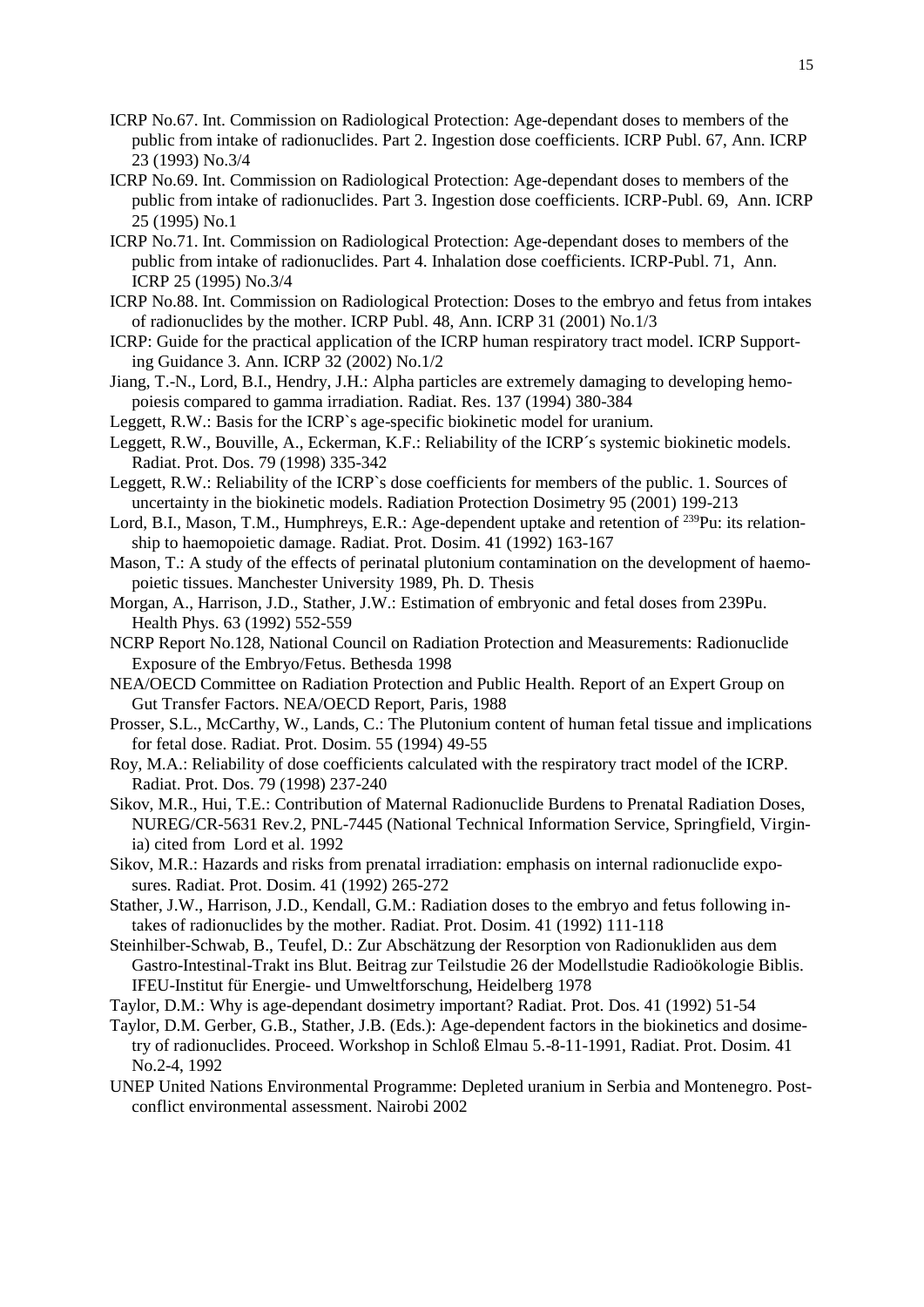ICRP No.67. Int. Commission on Radiological Protection: Age-dependant doses to members of the public from intake of radionuclides. Part 2. Ingestion dose coefficients. ICRP Publ. 67, Ann. ICRP 23 (1993) No.3/4

ICRP No.69. Int. Commission on Radiological Protection: Age-dependant doses to members of the public from intake of radionuclides. Part 3. Ingestion dose coefficients. ICRP-Publ. 69, Ann. ICRP 25 (1995) No.1

ICRP No.71. Int. Commission on Radiological Protection: Age-dependant doses to members of the public from intake of radionuclides. Part 4. Inhalation dose coefficients. ICRP-Publ. 71, Ann. ICRP 25 (1995) No.3/4

ICRP No.88. Int. Commission on Radiological Protection: Doses to the embryo and fetus from intakes of radionuclides by the mother. ICRP Publ. 48, Ann. ICRP 31 (2001) No.1/3

ICRP: Guide for the practical application of the ICRP human respiratory tract model. ICRP Supporting Guidance 3. Ann. ICRP 32 (2002) No.1/2

Jiang, T.-N., Lord, B.I., Hendry, J.H.: Alpha particles are extremely damaging to developing hemopoiesis compared to gamma irradiation. Radiat. Res. 137 (1994) 380-384

Leggett, R.W.: Basis for the ICRP`s age-specific biokinetic model for uranium.

Leggett, R.W., Bouville, A., Eckerman, K.F.: Reliability of the ICRP´s systemic biokinetic models. Radiat. Prot. Dos. 79 (1998) 335-342

Leggett, R.W.: Reliability of the ICRP`s dose coefficients for members of the public. 1. Sources of uncertainty in the biokinetic models. Radiation Protection Dosimetry 95 (2001) 199-213

Lord, B.I., Mason, T.M., Humphreys, E.R.: Age-dependent uptake and retention of $^{239}$Pu: its relationship to haemopoietic damage. Radiat. Prot. Dosim. 41 (1992) 163-167

Mason, T.: A study of the effects of perinatal plutonium contamination on the development of haemopoietic tissues. Manchester University 1989, Ph. D. Thesis

Morgan, A., Harrison, J.D., Stather, J.W.: Estimation of embryonic and fetal doses from 239Pu. Health Phys. 63 (1992) 552-559

NCRP Report No.128, National Council on Radiation Protection and Measurements: Radionuclide Exposure of the Embryo/Fetus. Bethesda 1998

NEA/OECD Committee on Radiation Protection and Public Health. Report of an Expert Group on Gut Transfer Factors. NEA/OECD Report, Paris, 1988

Prosser, S.L., McCarthy, W., Lands, C.: The Plutonium content of human fetal tissue and implications for fetal dose. Radiat. Prot. Dosim. 55 (1994) 49-55

Roy, M.A.: Reliability of dose coefficients calculated with the respiratory tract model of the ICRP. Radiat. Prot. Dos. 79 (1998) 237-240

Sikov, M.R., Hui, T.E.: Contribution of Maternal Radionuclide Burdens to Prenatal Radiation Doses, NUREG/CR-5631 Rev.2, PNL-7445 (National Technical Information Service, Springfield, Virginia) cited from Lord et al. 1992

Sikov, M.R.: Hazards and risks from prenatal irradiation: emphasis on internal radionuclide exposures. Radiat. Prot. Dosim. 41 (1992) 265-272

Stather, J.W., Harrison, J.D., Kendall, G.M.: Radiation doses to the embryo and fetus following intakes of radionuclides by the mother. Radiat. Prot. Dosim. 41 (1992) 111-118

Steinhilber-Schwab, B., Teufel, D.: Zur Abschätzung der Resorption von Radionukliden aus dem Gastro-Intestinal-Trakt ins Blut. Beitrag zur Teilstudie 26 der Modellstudie Radioökologie Biblis. IFEU-Institut für Energie- und Umweltforschung, Heidelberg 1978

Taylor, D.M.: Why is age-dependant dosimetry important? Radiat. Prot. Dos. 41 (1992) 51-54

Taylor, D.M. Gerber, G.B., Stather, J.B. (Eds.): Age-dependent factors in the biokinetics and dosimetry of radionuclides. Proceed. Workshop in Schloß Elmau 5.-8-11-1991, Radiat. Prot. Dosim. 41 No.2-4, 1992

UNEP United Nations Environmental Programme: Depleted uranium in Serbia and Montenegro. Post-conflict environmental assessment. Nairobi 2002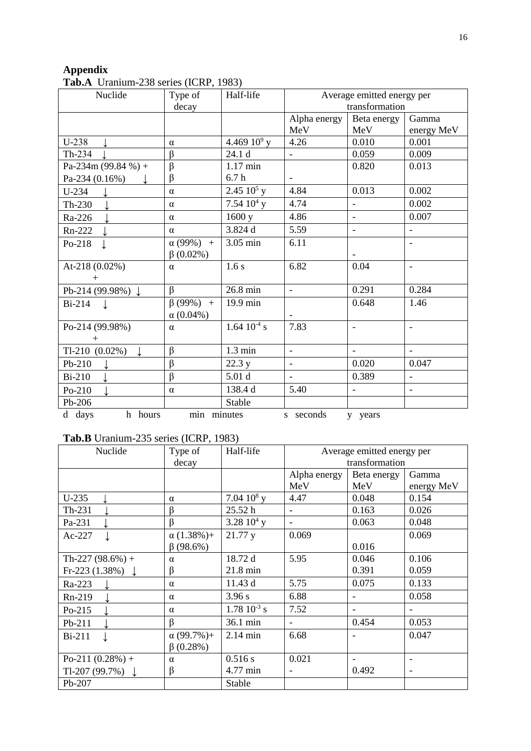**Appendix**

**Tab.A** Uranium-238 series (ICRP, 1983)

| Nuclide | Type of decay | Half-life | Average emitted energy per transformation | | |
|---|---|---|---|---|---|
| | | | Alpha energy MeV | Beta energy MeV | Gamma energy MeV |
| U-238 ↓ | α | 4.469 $10^9$ y | 4.26 | 0.010 | 0.001 |
| Th-234 ↓ | β | 24.1 d | - | 0.059 | 0.009 |
| Pa-234m (99.84 %) + Pa-234 (0.16%) ↓ | β β | 1.17 min 6.7 h | - | 0.820 | 0.013 |
| U-234 ↓ | α | 2.45 $10^5$ y | 4.84 | 0.013 | 0.002 |
| Th-230 ↓ | α | 7.54 $10^4$ y | 4.74 | - | 0.002 |
| Ra-226 ↓ | α | 1600 y | 4.86 | - | 0.007 |
| Rn-222 ↓ | α | 3.824 d | 5.59 | - | - |
| Po-218 ↓ | α (99%) + β (0.02%) | 3.05 min | 6.11 | - | - |
| At-218 (0.02%) + | α | 1.6 s | 6.82 | 0.04 | - |
| Pb-214 (99.98%) ↓ | β | 26.8 min | - | 0.291 | 0.284 |
| Bi-214 ↓ | β (99%) + α (0.04%) | 19.9 min | - | 0.648 | 1.46 |
| Po-214 (99.98%) + | α | 1.64 $10^{-4}$ s | 7.83 | - | - |
| Tl-210 (0.02%) ↓ | β | 1.3 min | - | - | - |
| Pb-210 ↓ | β | 22.3 y | - | 0.020 | 0.047 |
| Bi-210 ↓ | β | 5.01 d | - | 0.389 | - |
| Po-210 ↓ | α | 138.4 d | 5.40 | - | - |
| Pb-206 | | Stable | | | |

d days h hours min minutes s seconds y years

**Tab.B** Uranium-235 series (ICRP, 1983)

| Nuclide | Type of decay | Half-life | Average emitted energy per transformation | | |
|---|---|---|---|---|---|
| | | | Alpha energy MeV | Beta energy MeV | Gamma energy MeV |
| U-235 ↓ | α | 7.04 $10^8$ y | 4.47 | 0.048 | 0.154 |
| Th-231 ↓ | β | 25.52 h | - | 0.163 | 0.026 |
| Pa-231 ↓ | β | 3.28 $10^4$ y | - | 0.063 | 0.048 |
| Ac-227 ↓ | α (1.38%)+ β (98.6%) | 21.77 y | 0.069 | 0.016 | 0.069 |
| Th-227 (98.6%) + Fr-223 (1.38%) ↓ | α β | 18.72 d 21.8 min | 5.95 | 0.046 0.391 | 0.106 0.059 |
| Ra-223 ↓ | α | 11.43 d | 5.75 | 0.075 | 0.133 |
| Rn-219 ↓ | α | 3.96 s | 6.88 | - | 0.058 |
| Po-215 ↓ | α | 1.78 $10^{-3}$ s | 7.52 | - | - |
| Pb-211 ↓ | β | 36.1 min | - | 0.454 | 0.053 |
| Bi-211 ↓ | α (99.7%)+ β (0.28%) | 2.14 min | 6.68 | - | 0.047 |
| Po-211 (0.28%) + Tl-207 (99.7%) ↓ | α β | 0.516 s 4.77 min | 0.021 - | - 0.492 | - - |
| Pb-207 | | Stable | | | |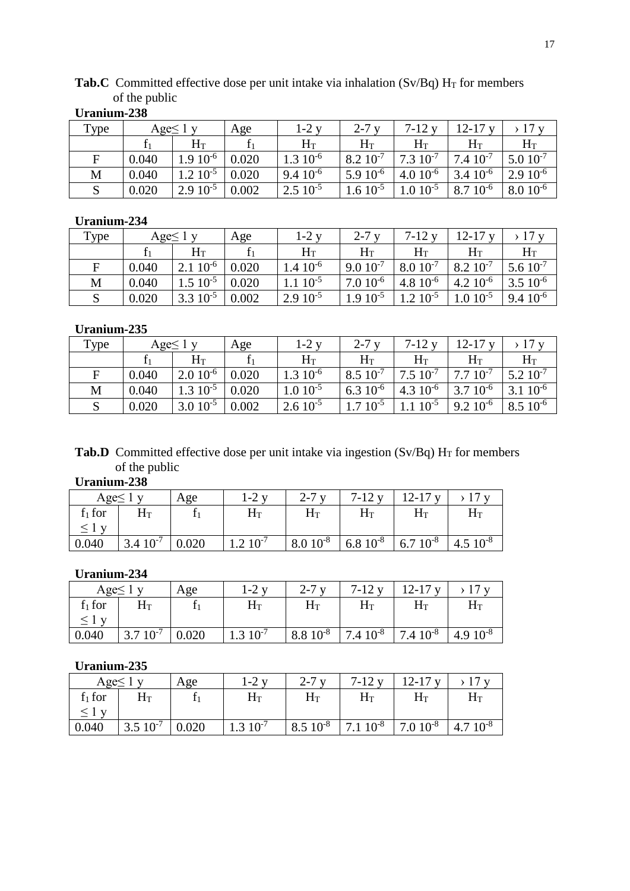**Tab.C** Committed effective dose per unit intake via inhalation (Sv/Bq) $H_T$ for members of the public

**Uranium-238**

| Type | Age≤ 1 y | | Age | 1-2 y | 2-7 y | 7-12 y | 12-17 y | › 17 y |
|---|---|---|---|---|---|---|---|---|
| | $f_1$ | $H_T$ | $f_1$ | $H_T$ | $H_T$ | $H_T$ | $H_T$ | $H_T$ |
| F | 0.040 | $1.9\ 10^{-6}$ | 0.020 | $1.3\ 10^{-6}$ | $8.2\ 10^{-7}$ | $7.3\ 10^{-7}$ | $7.4\ 10^{-7}$ | $5.0\ 10^{-7}$ |
| M | 0.040 | $1.2\ 10^{-5}$ | 0.020 | $9.4\ 10^{-6}$ | $5.9\ 10^{-6}$ | $4.0\ 10^{-6}$ | $3.4\ 10^{-6}$ | $2.9\ 10^{-6}$ |
| S | 0.020 | $2.9\ 10^{-5}$ | 0.002 | $2.5\ 10^{-5}$ | $1.6\ 10^{-5}$ | $1.0\ 10^{-5}$ | $8.7\ 10^{-6}$ | $8.0\ 10^{-6}$ |

**Uranium-234**

| Type | Age≤ 1 y | | Age | 1-2 y | 2-7 y | 7-12 y | 12-17 y | › 17 y |
|---|---|---|---|---|---|---|---|---|
| | $f_1$ | $H_T$ | $f_1$ | $H_T$ | $H_T$ | $H_T$ | $H_T$ | $H_T$ |
| F | 0.040 | $2.1\ 10^{-6}$ | 0.020 | $1.4\ 10^{-6}$ | $9.0\ 10^{-7}$ | $8.0\ 10^{-7}$ | $8.2\ 10^{-7}$ | $5.6\ 10^{-7}$ |
| M | 0.040 | $1.5\ 10^{-5}$ | 0.020 | $1.1\ 10^{-5}$ | $7.0\ 10^{-6}$ | $4.8\ 10^{-6}$ | $4.2\ 10^{-6}$ | $3.5\ 10^{-6}$ |
| S | 0.020 | $3.3\ 10^{-5}$ | 0.002 | $2.9\ 10^{-5}$ | $1.9\ 10^{-5}$ | $1.2\ 10^{-5}$ | $1.0\ 10^{-5}$ | $9.4\ 10^{-6}$ |

**Uranium-235**

| Type | Age≤ 1 y | | Age | 1-2 y | 2-7 y | 7-12 y | 12-17 y | › 17 y |
|---|---|---|---|---|---|---|---|---|
| | $f_1$ | $H_T$ | $f_1$ | $H_T$ | $H_T$ | $H_T$ | $H_T$ | $H_T$ |
| F | 0.040 | $2.0\ 10^{-6}$ | 0.020 | $1.3\ 10^{-6}$ | $8.5\ 10^{-7}$ | $7.5\ 10^{-7}$ | $7.7\ 10^{-7}$ | $5.2\ 10^{-7}$ |
| M | 0.040 | $1.3\ 10^{-5}$ | 0.020 | $1.0\ 10^{-5}$ | $6.3\ 10^{-6}$ | $4.3\ 10^{-6}$ | $3.7\ 10^{-6}$ | $3.1\ 10^{-6}$ |
| S | 0.020 | $3.0\ 10^{-5}$ | 0.002 | $2.6\ 10^{-5}$ | $1.7\ 10^{-5}$ | $1.1\ 10^{-5}$ | $9.2\ 10^{-6}$ | $8.5\ 10^{-6}$ |

**Tab.D** Committed effective dose per unit intake via ingestion (Sv/Bq) $H_T$ for members of the public

**Uranium-238**

| Age≤ 1 y | | Age | 1-2 y | 2-7 y | 7-12 y | 12-17 y | › 17 y |
|---|---|---|---|---|---|---|---|
| $f_1$ for ≤ 1 y | $H_T$ | $f_1$ | $H_T$ | $H_T$ | $H_T$ | $H_T$ | $H_T$ |
| 0.040 | $3.4\ 10^{-7}$ | 0.020 | $1.2\ 10^{-7}$ | $8.0\ 10^{-8}$ | $6.8\ 10^{-8}$ | $6.7\ 10^{-8}$ | $4.5\ 10^{-8}$ |

**Uranium-234**

| Age≤ 1 y | | Age | 1-2 y | 2-7 y | 7-12 y | 12-17 y | › 17 y |
|---|---|---|---|---|---|---|---|
| $f_1$ for ≤ 1 y | $H_T$ | $f_1$ | $H_T$ | $H_T$ | $H_T$ | $H_T$ | $H_T$ |
| 0.040 | $3.7\ 10^{-7}$ | 0.020 | $1.3\ 10^{-7}$ | $8.8\ 10^{-8}$ | $7.4\ 10^{-8}$ | $7.4\ 10^{-8}$ | $4.9\ 10^{-8}$ |

**Uranium-235**

| Age≤ 1 y | | Age | 1-2 y | 2-7 y | 7-12 y | 12-17 y | › 17 y |
|---|---|---|---|---|---|---|---|
| $f_1$ for ≤ 1 y | $H_T$ | $f_1$ | $H_T$ | $H_T$ | $H_T$ | $H_T$ | $H_T$ |
| 0.040 | $3.5\ 10^{-7}$ | 0.020 | $1.3\ 10^{-7}$ | $8.5\ 10^{-8}$ | $7.1\ 10^{-8}$ | $7.0\ 10^{-8}$ | $4.7\ 10^{-8}$ |